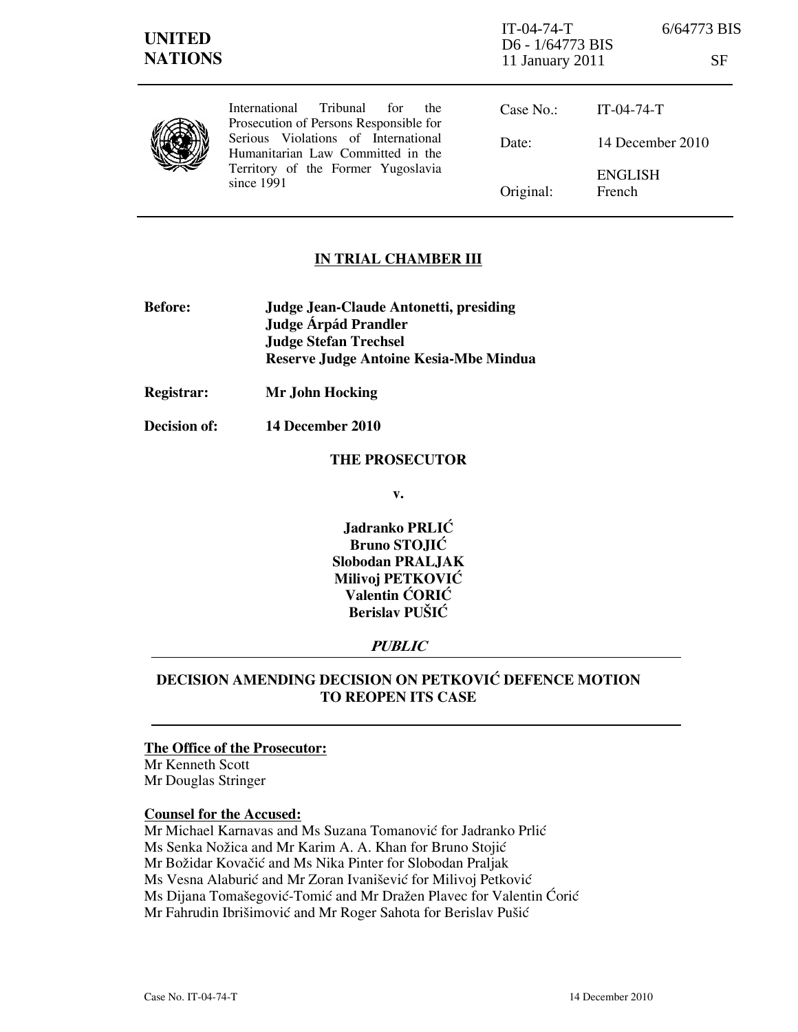**UNITED NATIONS**

IT-04-74-T 6/64773 BIS
D6 - 1/64773 BIS
11 January 2011 SF

International Tribunal for the Prosecution of Persons Responsible for Serious Violations of International Humanitarian Law Committed in the Territory of the Former Yugoslavia since 1991

| | |
|---|---|
| Case No.: | IT-04-74-T |
| Date: | 14 December 2010 |
| Original: | ENGLISH French |

## IN TRIAL CHAMBER III

**Before:** **Judge Jean-Claude Antonetti, presiding**
**Judge Árpád Prandler**
**Judge Stefan Trechsel**
**Reserve Judge Antoine Kesia-Mbe Mindua**

**Registrar:** **Mr John Hocking**

**Decision of:** **14 December 2010**

**THE PROSECUTOR**

**v.**

**Jadranko PRLIĆ**
**Bruno STOJIĆ**
**Slobodan PRALJAK**
**Milivoj PETKOVIĆ**
**Valentin ĆORIĆ**
**Berislav PUŠIĆ**

***PUBLIC***

## DECISION AMENDING DECISION ON PETKOVIĆ DEFENCE MOTION TO REOPEN ITS CASE

**The Office of the Prosecutor:**
Mr Kenneth Scott
Mr Douglas Stringer

**Counsel for the Accused:**
Mr Michael Karnavas and Ms Suzana Tomanović for Jadranko Prlić
Ms Senka Nožica and Mr Karim A. A. Khan for Bruno Stojić
Mr Božidar Kovačić and Ms Nika Pinter for Slobodan Praljak
Ms Vesna Alaburić and Mr Zoran Ivanišević for Milivoj Petković
Ms Dijana Tomašegović-Tomić and Mr Dražen Plavec for Valentin Ćorić
Mr Fahrudin Ibrišimović and Mr Roger Sahota for Berislav Pušić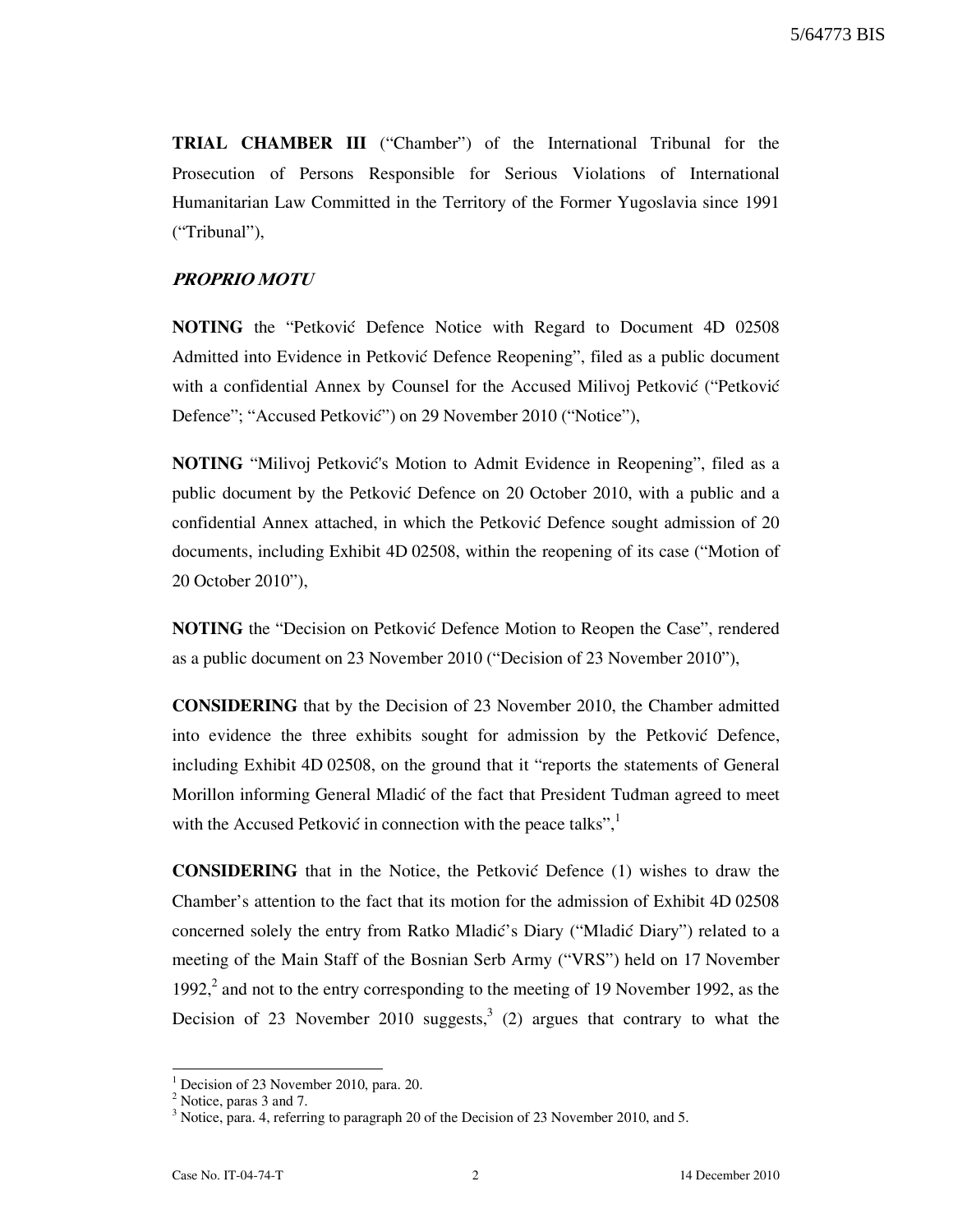**TRIAL CHAMBER III** ("Chamber") of the International Tribunal for the Prosecution of Persons Responsible for Serious Violations of International Humanitarian Law Committed in the Territory of the Former Yugoslavia since 1991 ("Tribunal"),

***PROPRIO MOTU***

**NOTING** the "Petković Defence Notice with Regard to Document 4D 02508 Admitted into Evidence in Petković Defence Reopening", filed as a public document with a confidential Annex by Counsel for the Accused Milivoj Petković ("Petković Defence"; "Accused Petković") on 29 November 2010 ("Notice"),

**NOTING** "Milivoj Petković's Motion to Admit Evidence in Reopening", filed as a public document by the Petković Defence on 20 October 2010, with a public and a confidential Annex attached, in which the Petković Defence sought admission of 20 documents, including Exhibit 4D 02508, within the reopening of its case ("Motion of 20 October 2010"),

**NOTING** the "Decision on Petković Defence Motion to Reopen the Case", rendered as a public document on 23 November 2010 ("Decision of 23 November 2010"),

**CONSIDERING** that by the Decision of 23 November 2010, the Chamber admitted into evidence the three exhibits sought for admission by the Petković Defence, including Exhibit 4D 02508, on the ground that it "reports the statements of General Morillon informing General Mladić of the fact that President Tuđman agreed to meet with the Accused Petković in connection with the peace talks",[1]

**CONSIDERING** that in the Notice, the Petković Defence (1) wishes to draw the Chamber's attention to the fact that its motion for the admission of Exhibit 4D 02508 concerned solely the entry from Ratko Mladić's Diary ("Mladić Diary") related to a meeting of the Main Staff of the Bosnian Serb Army ("VRS") held on 17 November 1992,[2] and not to the entry corresponding to the meeting of 19 November 1992, as the Decision of 23 November 2010 suggests,[3] (2) argues that contrary to what the

---

[1] Decision of 23 November 2010, para. 20.

[2] Notice, paras 3 and 7.

[3] Notice, para. 4, referring to paragraph 20 of the Decision of 23 November 2010, and 5.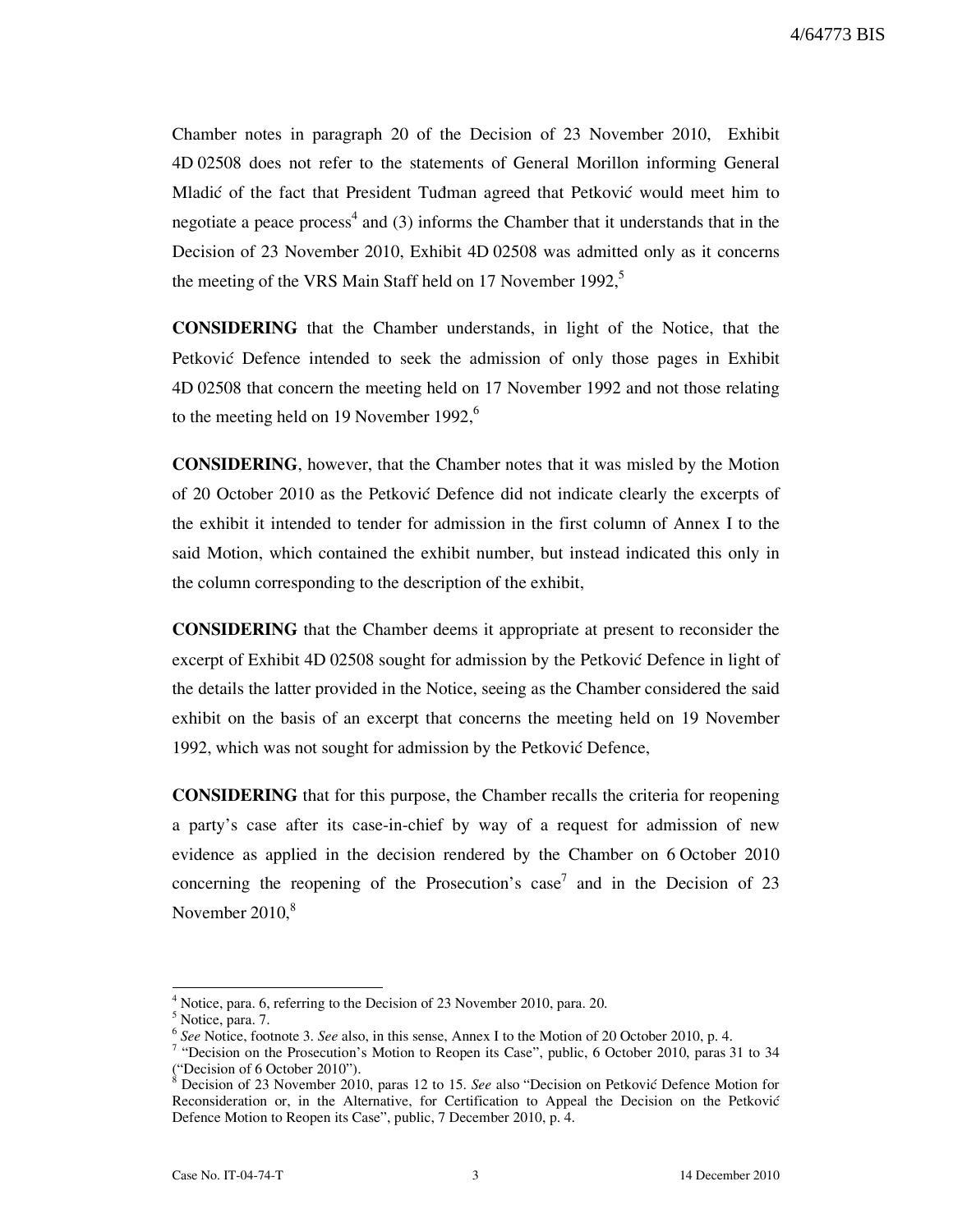Chamber notes in paragraph 20 of the Decision of 23 November 2010, Exhibit 4D 02508 does not refer to the statements of General Morillon informing General Mladić of the fact that President Tuđman agreed that Petković would meet him to negotiate a peace process[4] and (3) informs the Chamber that it understands that in the Decision of 23 November 2010, Exhibit 4D 02508 was admitted only as it concerns the meeting of the VRS Main Staff held on 17 November 1992,[5]

**CONSIDERING** that the Chamber understands, in light of the Notice, that the Petković Defence intended to seek the admission of only those pages in Exhibit 4D 02508 that concern the meeting held on 17 November 1992 and not those relating to the meeting held on 19 November 1992,[6]

**CONSIDERING**, however, that the Chamber notes that it was misled by the Motion of 20 October 2010 as the Petković Defence did not indicate clearly the excerpts of the exhibit it intended to tender for admission in the first column of Annex I to the said Motion, which contained the exhibit number, but instead indicated this only in the column corresponding to the description of the exhibit,

**CONSIDERING** that the Chamber deems it appropriate at present to reconsider the excerpt of Exhibit 4D 02508 sought for admission by the Petković Defence in light of the details the latter provided in the Notice, seeing as the Chamber considered the said exhibit on the basis of an excerpt that concerns the meeting held on 19 November 1992, which was not sought for admission by the Petković Defence,

**CONSIDERING** that for this purpose, the Chamber recalls the criteria for reopening a party's case after its case-in-chief by way of a request for admission of new evidence as applied in the decision rendered by the Chamber on 6 October 2010 concerning the reopening of the Prosecution's case[7] and in the Decision of 23 November 2010,[8]

---

[4] Notice, para. 6, referring to the Decision of 23 November 2010, para. 20.

[5] Notice, para. 7.

[6] *See* Notice, footnote 3. *See* also, in this sense, Annex I to the Motion of 20 October 2010, p. 4.

[7] "Decision on the Prosecution's Motion to Reopen its Case", public, 6 October 2010, paras 31 to 34 ("Decision of 6 October 2010").

[8] Decision of 23 November 2010, paras 12 to 15. *See* also "Decision on Petković Defence Motion for Reconsideration or, in the Alternative, for Certification to Appeal the Decision on the Petković Defence Motion to Reopen its Case", public, 7 December 2010, p. 4.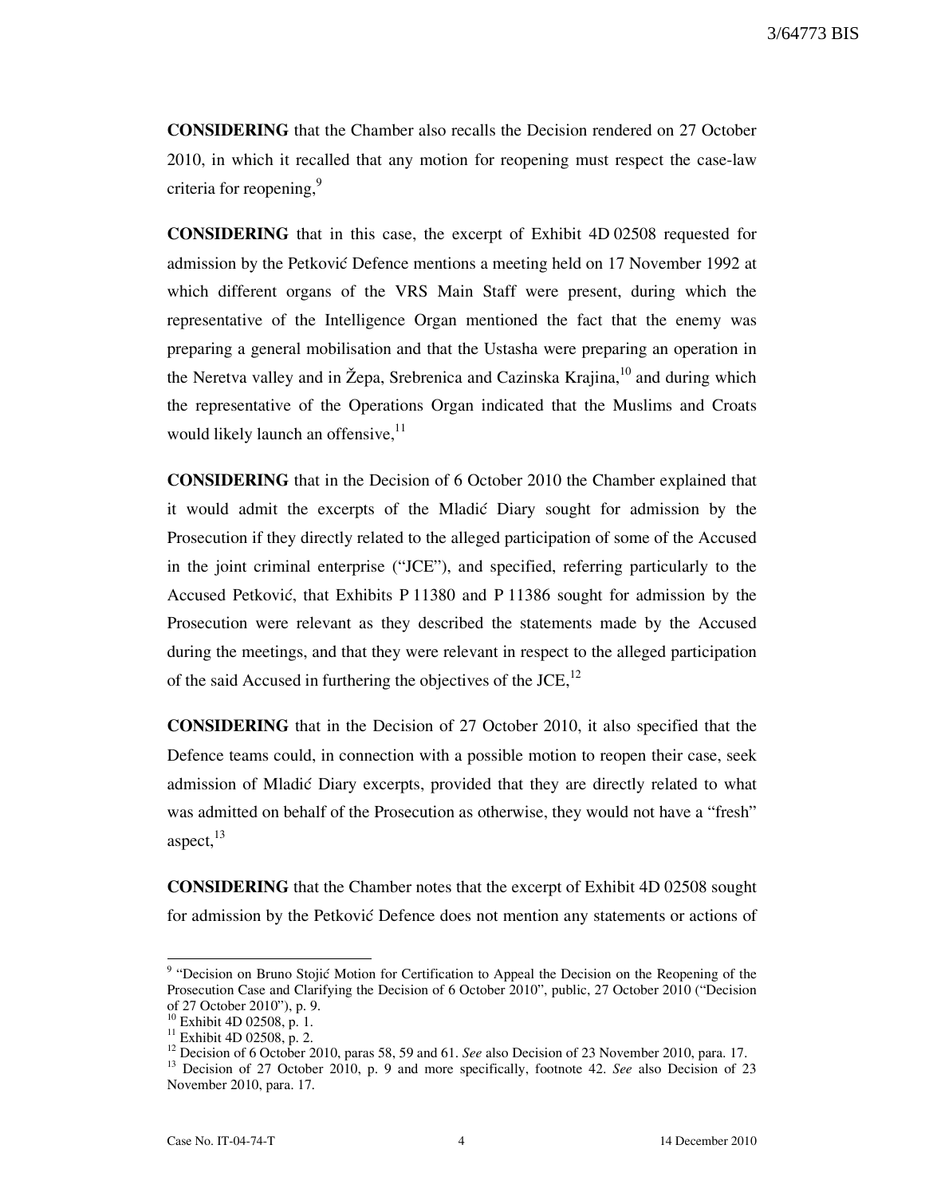**CONSIDERING** that the Chamber also recalls the Decision rendered on 27 October 2010, in which it recalled that any motion for reopening must respect the case-law criteria for reopening,[9]

**CONSIDERING** that in this case, the excerpt of Exhibit 4D 02508 requested for admission by the Petković Defence mentions a meeting held on 17 November 1992 at which different organs of the VRS Main Staff were present, during which the representative of the Intelligence Organ mentioned the fact that the enemy was preparing a general mobilisation and that the Ustasha were preparing an operation in the Neretva valley and in Žepa, Srebrenica and Cazinska Krajina,[10] and during which the representative of the Operations Organ indicated that the Muslims and Croats would likely launch an offensive,[11]

**CONSIDERING** that in the Decision of 6 October 2010 the Chamber explained that it would admit the excerpts of the Mladić Diary sought for admission by the Prosecution if they directly related to the alleged participation of some of the Accused in the joint criminal enterprise ("JCE"), and specified, referring particularly to the Accused Petković, that Exhibits P 11380 and P 11386 sought for admission by the Prosecution were relevant as they described the statements made by the Accused during the meetings, and that they were relevant in respect to the alleged participation of the said Accused in furthering the objectives of the JCE,[12]

**CONSIDERING** that in the Decision of 27 October 2010, it also specified that the Defence teams could, in connection with a possible motion to reopen their case, seek admission of Mladić Diary excerpts, provided that they are directly related to what was admitted on behalf of the Prosecution as otherwise, they would not have a "fresh" aspect,[13]

**CONSIDERING** that the Chamber notes that the excerpt of Exhibit 4D 02508 sought for admission by the Petković Defence does not mention any statements or actions of

---

[9] "Decision on Bruno Stojić Motion for Certification to Appeal the Decision on the Reopening of the Prosecution Case and Clarifying the Decision of 6 October 2010", public, 27 October 2010 ("Decision of 27 October 2010"), p. 9.

[10] Exhibit 4D 02508, p. 1.

[11] Exhibit 4D 02508, p. 2.

[12] Decision of 6 October 2010, paras 58, 59 and 61. *See* also Decision of 23 November 2010, para. 17.

[13] Decision of 27 October 2010, p. 9 and more specifically, footnote 42. *See* also Decision of 23 November 2010, para. 17.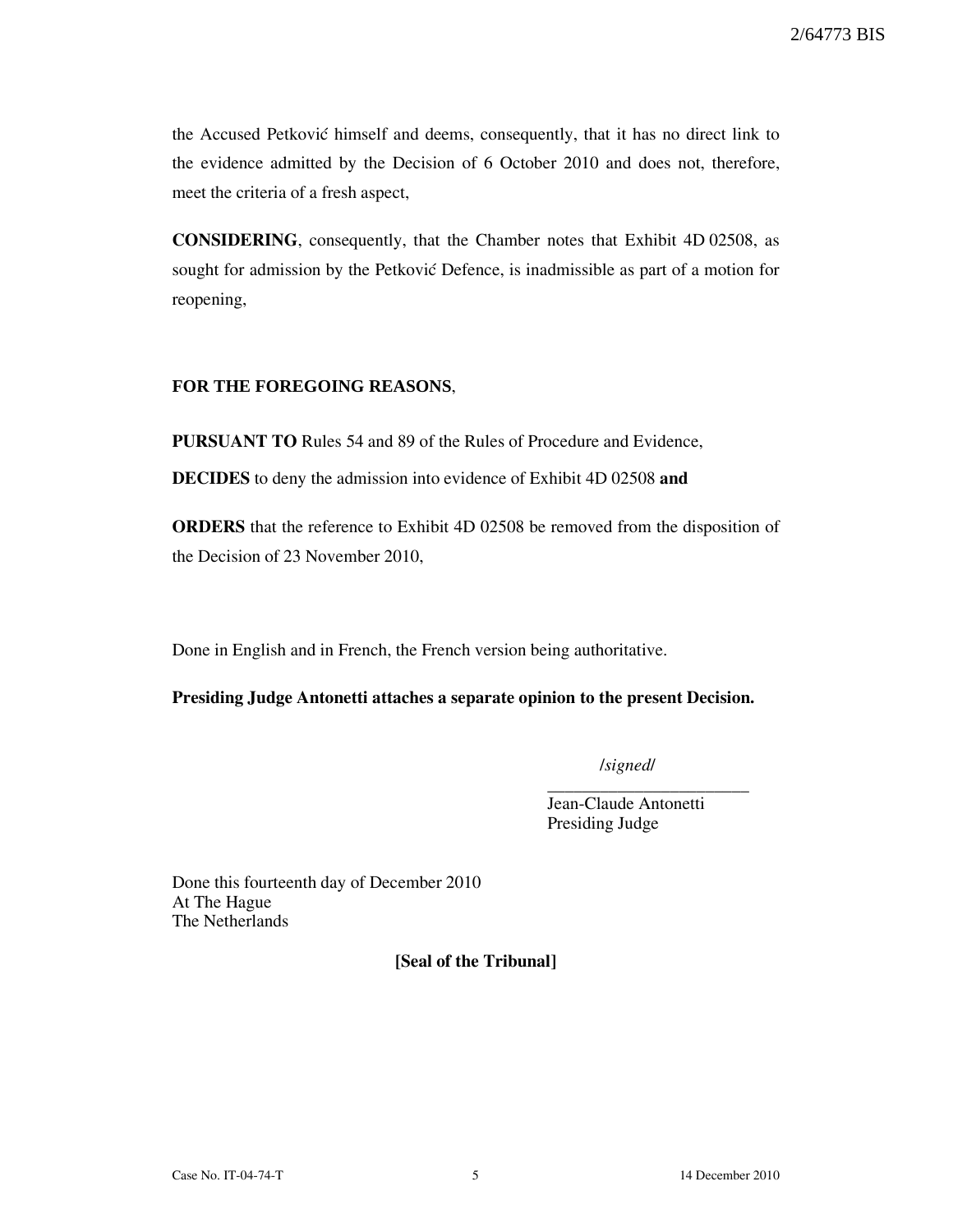the Accused Petković himself and deems, consequently, that it has no direct link to the evidence admitted by the Decision of 6 October 2010 and does not, therefore, meet the criteria of a fresh aspect,

**CONSIDERING**, consequently, that the Chamber notes that Exhibit 4D 02508, as sought for admission by the Petković Defence, is inadmissible as part of a motion for reopening,

**FOR THE FOREGOING REASONS**,

**PURSUANT TO** Rules 54 and 89 of the Rules of Procedure and Evidence,

**DECIDES** to deny the admission into evidence of Exhibit 4D 02508 **and**

**ORDERS** that the reference to Exhibit 4D 02508 be removed from the disposition of the Decision of 23 November 2010,

Done in English and in French, the French version being authoritative.

**Presiding Judge Antonetti attaches a separate opinion to the present Decision.**

/*signed*/

\_\_\_\_\_\_\_\_\_\_\_\_\_\_\_\_\_\_\_\_\_\_\_

Jean-Claude Antonetti
Presiding Judge

Done this fourteenth day of December 2010
At The Hague
The Netherlands

**[Seal of the Tribunal]**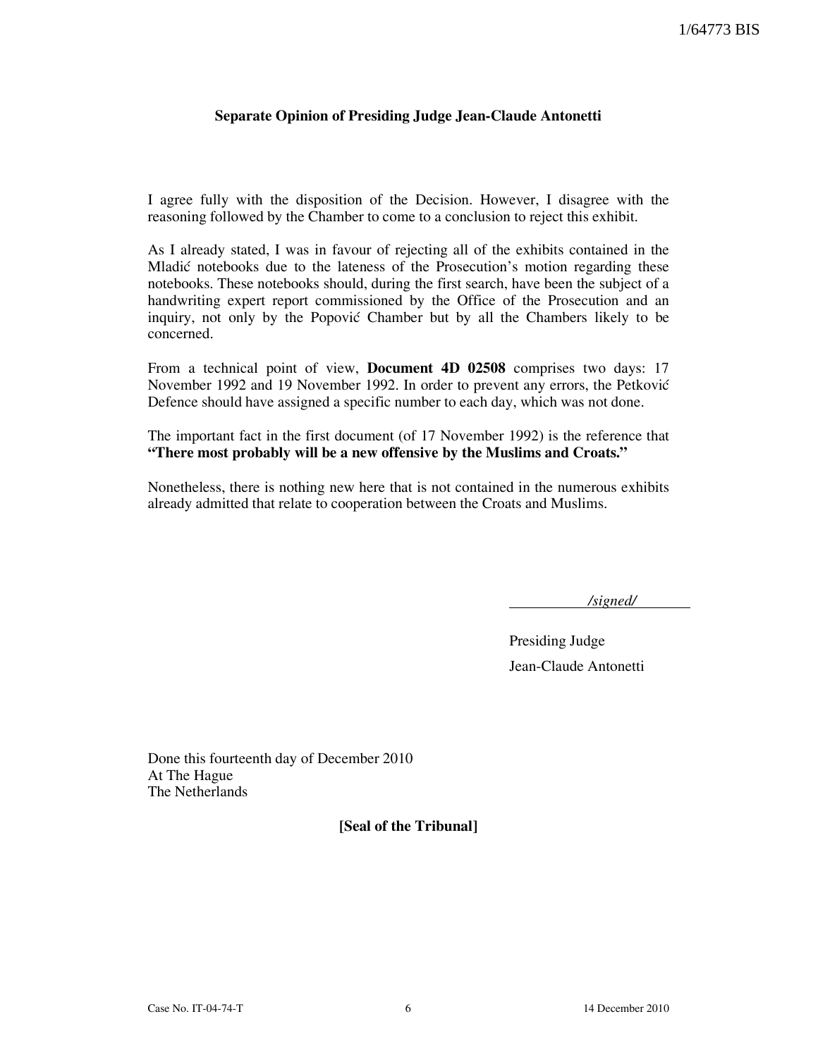**Separate Opinion of Presiding Judge Jean-Claude Antonetti**

I agree fully with the disposition of the Decision. However, I disagree with the reasoning followed by the Chamber to come to a conclusion to reject this exhibit.

As I already stated, I was in favour of rejecting all of the exhibits contained in the Mladić notebooks due to the lateness of the Prosecution's motion regarding these notebooks. These notebooks should, during the first search, have been the subject of a handwriting expert report commissioned by the Office of the Prosecution and an inquiry, not only by the Popović Chamber but by all the Chambers likely to be concerned.

From a technical point of view, **Document 4D 02508** comprises two days: 17 November 1992 and 19 November 1992. In order to prevent any errors, the Petković Defence should have assigned a specific number to each day, which was not done.

The important fact in the first document (of 17 November 1992) is the reference that **"There most probably will be a new offensive by the Muslims and Croats."**

Nonetheless, there is nothing new here that is not contained in the numerous exhibits already admitted that relate to cooperation between the Croats and Muslims.

*/signed/*

Presiding Judge

Jean-Claude Antonetti

Done this fourteenth day of December 2010
At The Hague
The Netherlands

**[Seal of the Tribunal]**